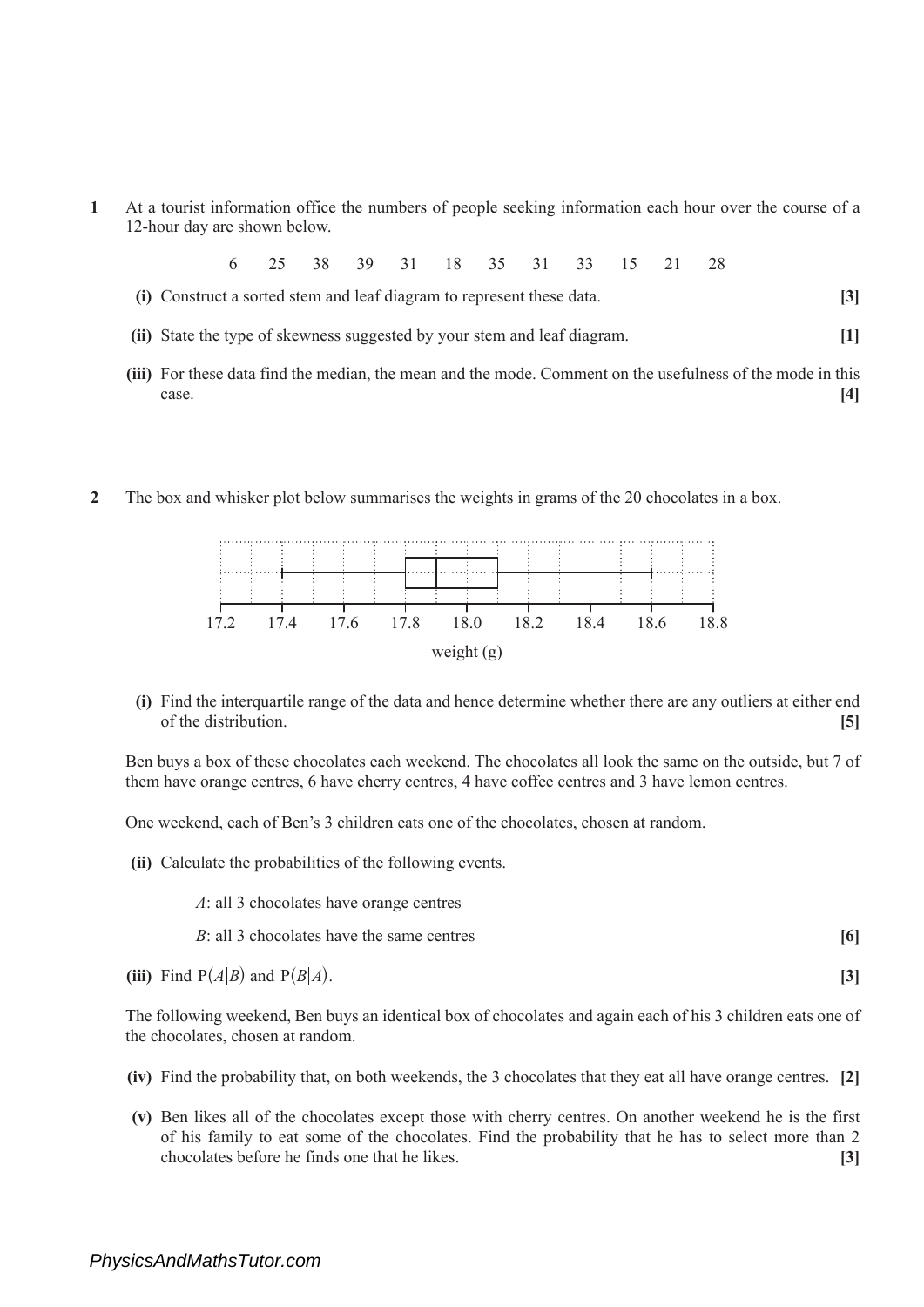**1** At a tourist information office the numbers of people seeking information each hour over the course of a 12-hour day are shown below.

6 25 38 39 31 18 35 31 33 15 21 28

**(i)** Construct a sorted stem and leaf diagram to represent these data. **[3]**

**(ii)** State the type of skewness suggested by your stem and leaf diagram. **[1]**

**(iii)** For these data find the median, the mean and the mode. Comment on the usefulness of the mode in this case. **[4]**

**2** The box and whisker plot below summarises the weights in grams of the 20 chocolates in a box.

17.2 17.4 17.6 17.8 18.0 18.2 18.4 18.6 18.8

weight (g)

**(i)** Find the interquartile range of the data and hence determine whether there are any outliers at either end of the distribution. **[5]**

Ben buys a box of these chocolates each weekend. The chocolates all look the same on the outside, but 7 of them have orange centres, 6 have cherry centres, 4 have coffee centres and 3 have lemon centres.

One weekend, each of Ben's 3 children eats one of the chocolates, chosen at random.

**(ii)** Calculate the probabilities of the following events.

$A$: all 3 chocolates have orange centres

$B$: all 3 chocolates have the same centres **[6]**

**(iii)** Find $\mathrm{P}(A|B)$ and $\mathrm{P}(B|A)$. **[3]**

The following weekend, Ben buys an identical box of chocolates and again each of his 3 children eats one of the chocolates, chosen at random.

**(iv)** Find the probability that, on both weekends, the 3 chocolates that they eat all have orange centres. **[2]**

**(v)** Ben likes all of the chocolates except those with cherry centres. On another weekend he is the first of his family to eat some of the chocolates. Find the probability that he has to select more than 2 chocolates before he finds one that he likes. **[3]**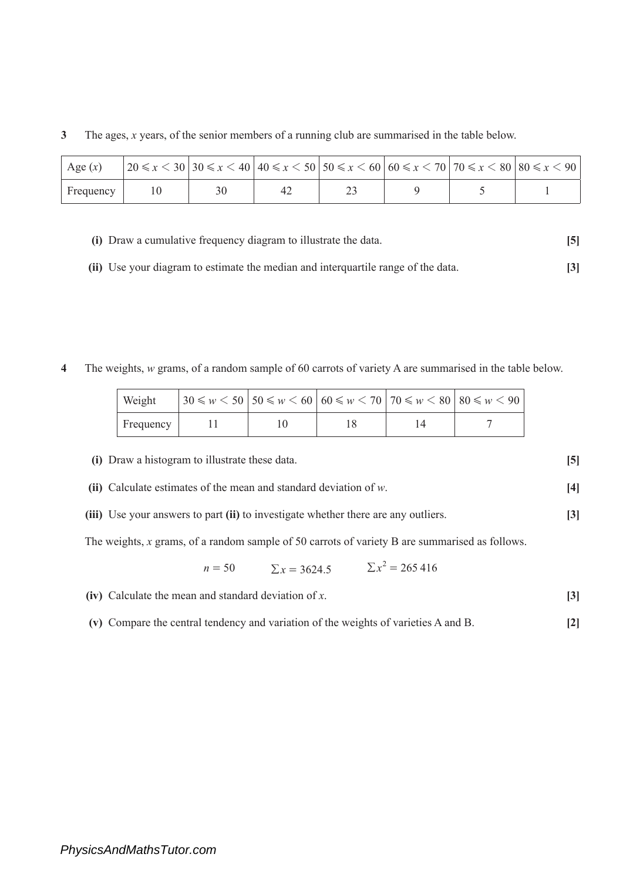**3** The ages, $x$ years, of the senior members of a running club are summarised in the table below.

| Age ($x$) | $20 \leqslant x < 30$ | $30 \leqslant x < 40$ | $40 \leqslant x < 50$ | $50 \leqslant x < 60$ | $60 \leqslant x < 70$ | $70 \leqslant x < 80$ | $80 \leqslant x < 90$ |
|---|---|---|---|---|---|---|---|
| Frequency | 10 | 30 | 42 | 23 | 9 | 5 | 1 |

**(i)** Draw a cumulative frequency diagram to illustrate the data. **[5]**

**(ii)** Use your diagram to estimate the median and interquartile range of the data. **[3]**

**4** The weights, $w$ grams, of a random sample of 60 carrots of variety A are summarised in the table below.

| Weight | $30 \leqslant w < 50$ | $50 \leqslant w < 60$ | $60 \leqslant w < 70$ | $70 \leqslant w < 80$ | $80 \leqslant w < 90$ |
|---|---|---|---|---|---|
| Frequency | 11 | 10 | 18 | 14 | 7 |

**(i)** Draw a histogram to illustrate these data. **[5]**

**(ii)** Calculate estimates of the mean and standard deviation of $w$. **[4]**

**(iii)** Use your answers to part **(ii)** to investigate whether there are any outliers. **[3]**

The weights, $x$ grams, of a random sample of 50 carrots of variety B are summarised as follows.

$$n = 50 \qquad \Sigma x = 3624.5 \qquad \Sigma x^2 = 265\,416$$

**(iv)** Calculate the mean and standard deviation of $x$. **[3]**

**(v)** Compare the central tendency and variation of the weights of varieties A and B. **[2]**